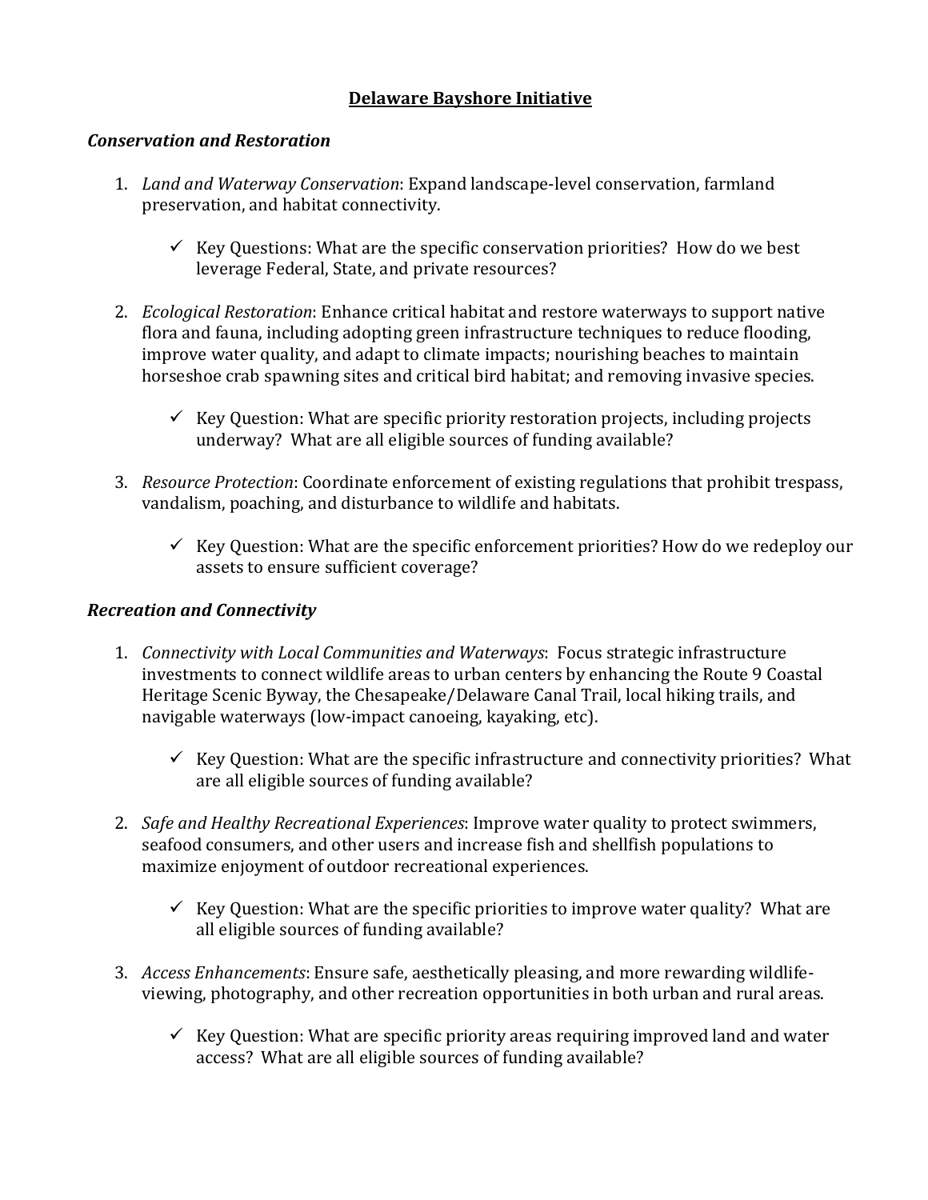# Delaware Bayshore Initiative

## *Conservation and Restoration*

1. *Land and Waterway Conservation*: Expand landscape-level conservation, farmland preservation, and habitat connectivity.

   - ✓ Key Questions: What are the specific conservation priorities? How do we best leverage Federal, State, and private resources?

2. *Ecological Restoration*: Enhance critical habitat and restore waterways to support native flora and fauna, including adopting green infrastructure techniques to reduce flooding, improve water quality, and adapt to climate impacts; nourishing beaches to maintain horseshoe crab spawning sites and critical bird habitat; and removing invasive species.

   - ✓ Key Question: What are specific priority restoration projects, including projects underway? What are all eligible sources of funding available?

3. *Resource Protection*: Coordinate enforcement of existing regulations that prohibit trespass, vandalism, poaching, and disturbance to wildlife and habitats.

   - ✓ Key Question: What are the specific enforcement priorities? How do we redeploy our assets to ensure sufficient coverage?

## *Recreation and Connectivity*

1. *Connectivity with Local Communities and Waterways*: Focus strategic infrastructure investments to connect wildlife areas to urban centers by enhancing the Route 9 Coastal Heritage Scenic Byway, the Chesapeake/Delaware Canal Trail, local hiking trails, and navigable waterways (low-impact canoeing, kayaking, etc).

   - ✓ Key Question: What are the specific infrastructure and connectivity priorities? What are all eligible sources of funding available?

2. *Safe and Healthy Recreational Experiences*: Improve water quality to protect swimmers, seafood consumers, and other users and increase fish and shellfish populations to maximize enjoyment of outdoor recreational experiences.

   - ✓ Key Question: What are the specific priorities to improve water quality? What are all eligible sources of funding available?

3. *Access Enhancements*: Ensure safe, aesthetically pleasing, and more rewarding wildlife-viewing, photography, and other recreation opportunities in both urban and rural areas.

   - ✓ Key Question: What are specific priority areas requiring improved land and water access? What are all eligible sources of funding available?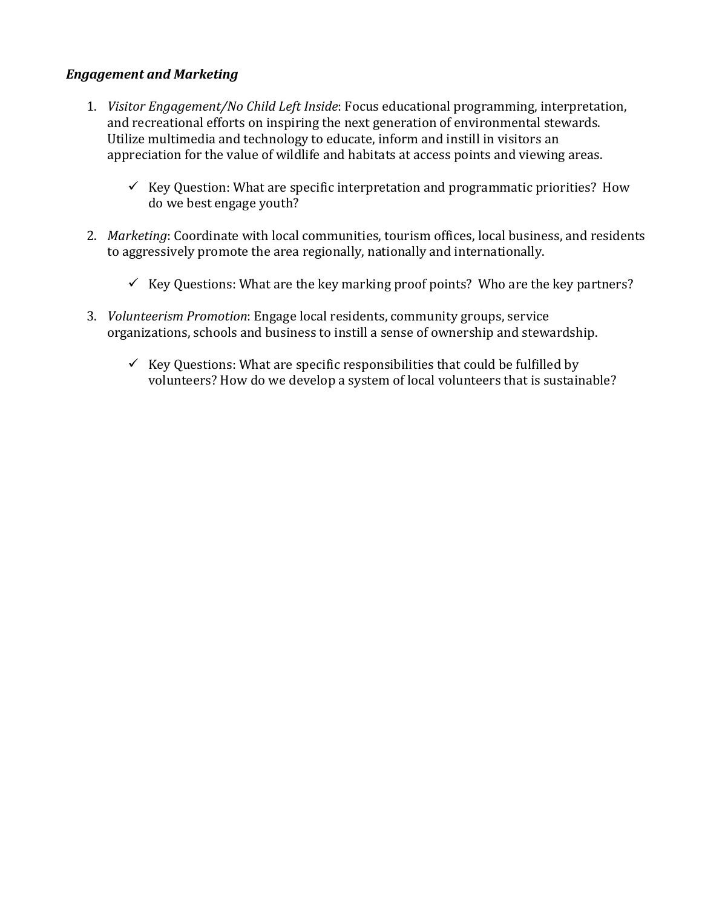***Engagement and Marketing***

1. *Visitor Engagement/No Child Left Inside*: Focus educational programming, interpretation, and recreational efforts on inspiring the next generation of environmental stewards. Utilize multimedia and technology to educate, inform and instill in visitors an appreciation for the value of wildlife and habitats at access points and viewing areas.

   - ✓ Key Question: What are specific interpretation and programmatic priorities? How do we best engage youth?

2. *Marketing*: Coordinate with local communities, tourism offices, local business, and residents to aggressively promote the area regionally, nationally and internationally.

   - ✓ Key Questions: What are the key marking proof points? Who are the key partners?

3. *Volunteerism Promotion*: Engage local residents, community groups, service organizations, schools and business to instill a sense of ownership and stewardship.

   - ✓ Key Questions: What are specific responsibilities that could be fulfilled by volunteers? How do we develop a system of local volunteers that is sustainable?